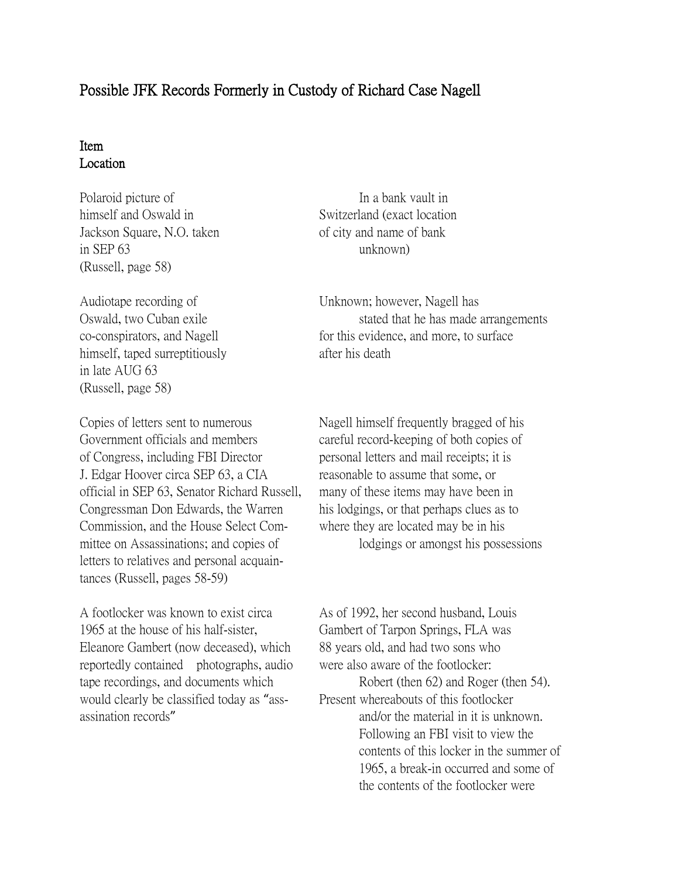# Possible JFK Records Formerly in Custody of Richard Case Nagell

| Item | Location |
| --- | --- |
| Polaroid picture of himself and Oswald in Jackson Square, N.O. taken in SEP 63 (Russell, page 58) | In a bank vault in Switzerland (exact location of city and name of bank unknown) |
| Audiotape recording of Oswald, two Cuban exile co-conspirators, and Nagell himself, taped surreptitiously in late AUG 63 (Russell, page 58) | Unknown; however, Nagell has stated that he has made arrangements for this evidence, and more, to surface after his death |
| Copies of letters sent to numerous Government officials and members of Congress, including FBI Director J. Edgar Hoover circa SEP 63, a CIA official in SEP 63, Senator Richard Russell, Congressman Don Edwards, the Warren Commission, and the House Select Committee on Assassinations; and copies of letters to relatives and personal acquaintances (Russell, pages 58-59) | Nagell himself frequently bragged of his careful record-keeping of both copies of personal letters and mail receipts; it is reasonable to assume that some, or many of these items may have been in his lodgings, or that perhaps clues as to where they are located may be in his lodgings or amongst his possessions |
| A footlocker was known to exist circa 1965 at the house of his half-sister, Eleanore Gambert (now deceased), which reportedly contained photographs, audio tape recordings, and documents which would clearly be classified today as "assassination records" | As of 1992, her second husband, Louis Gambert of Tarpon Springs, FLA was 88 years old, and had two sons who were also aware of the footlocker: Robert (then 62) and Roger (then 54). Present whereabouts of this footlocker and/or the material in it is unknown. Following an FBI visit to view the contents of this locker in the summer of 1965, a break-in occurred and some of the contents of the footlocker were |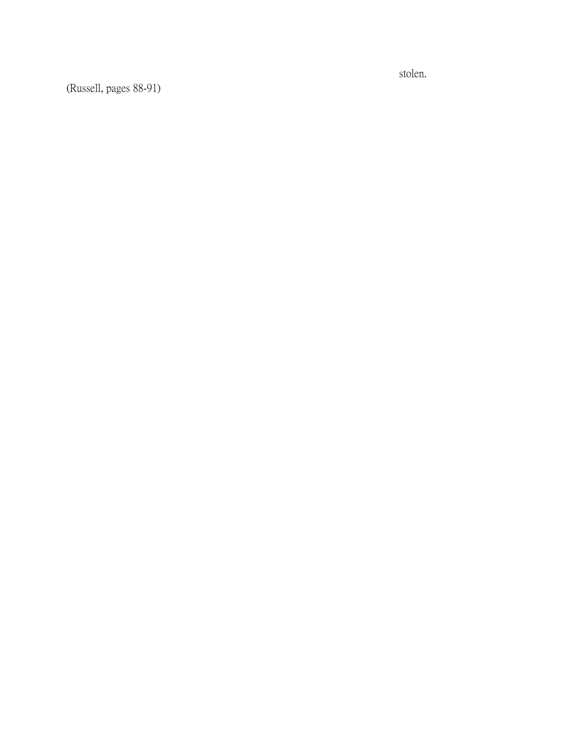stolen.

(Russell, pages 88-91)